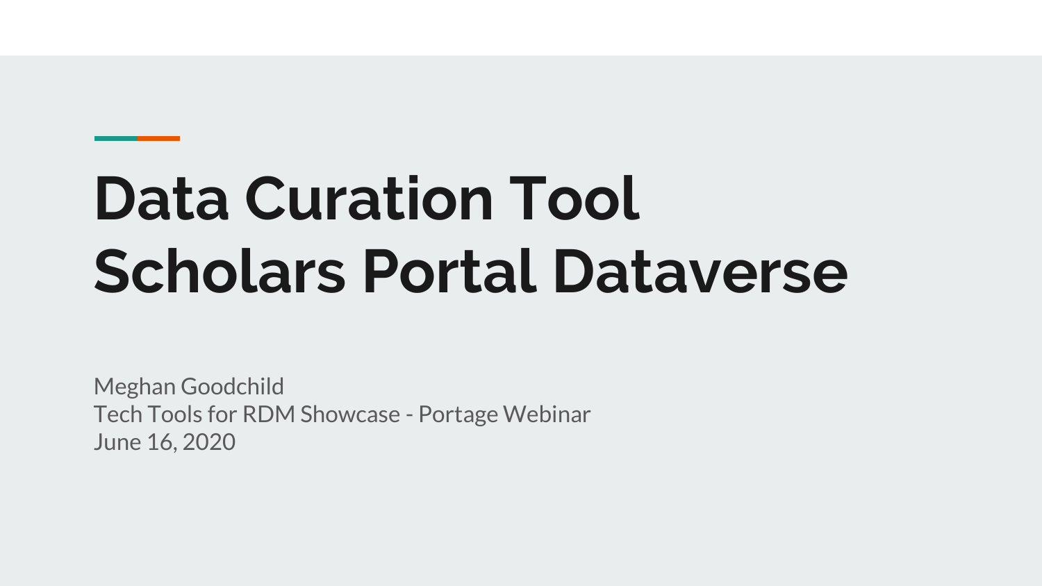# Data Curation Tool
# Scholars Portal Dataverse

Meghan Goodchild
Tech Tools for RDM Showcase - Portage Webinar
June 16, 2020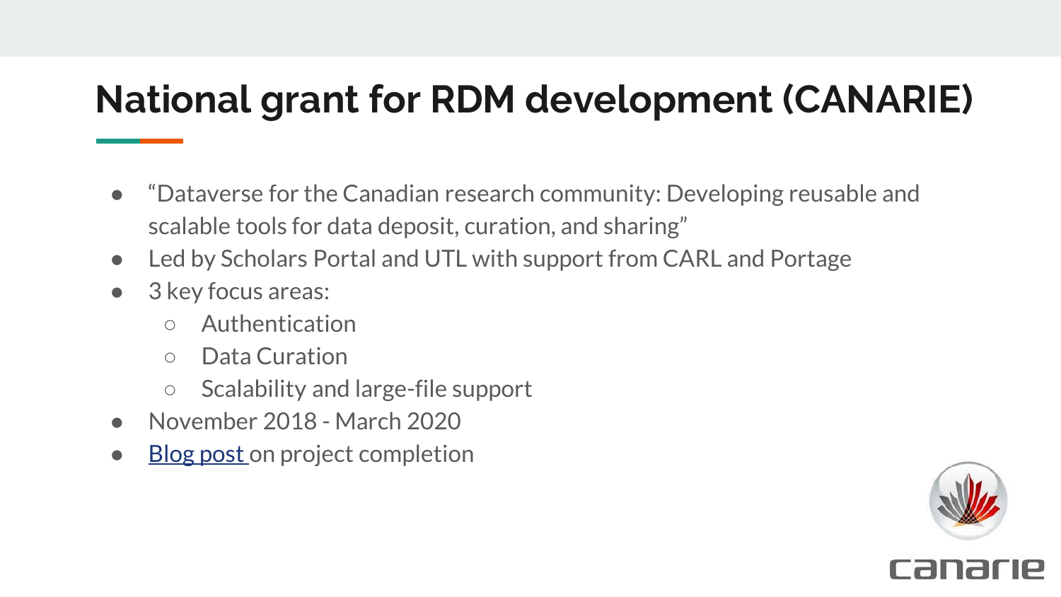# National grant for RDM development (CANARIE)

- "Dataverse for the Canadian research community: Developing reusable and scalable tools for data deposit, curation, and sharing"
- Led by Scholars Portal and UTL with support from CARL and Portage
- 3 key focus areas:
  - Authentication
  - Data Curation
  - Scalability and large-file support
- November 2018 - March 2020
- Blog post on project completion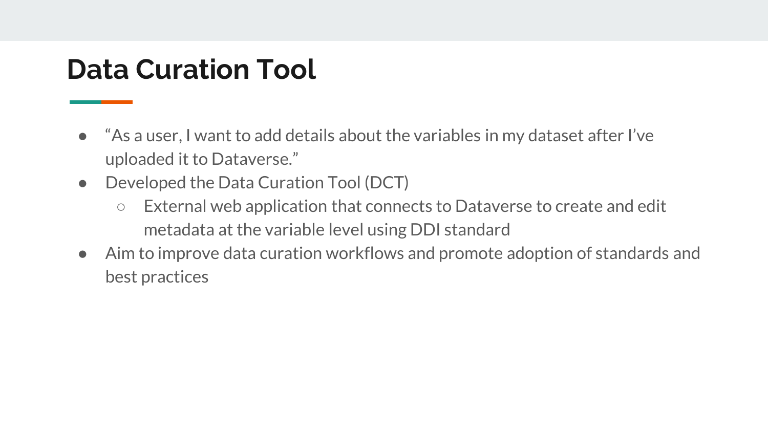# Data Curation Tool

- "As a user, I want to add details about the variables in my dataset after I've uploaded it to Dataverse."
- Developed the Data Curation Tool (DCT)
  - External web application that connects to Dataverse to create and edit metadata at the variable level using DDI standard
- Aim to improve data curation workflows and promote adoption of standards and best practices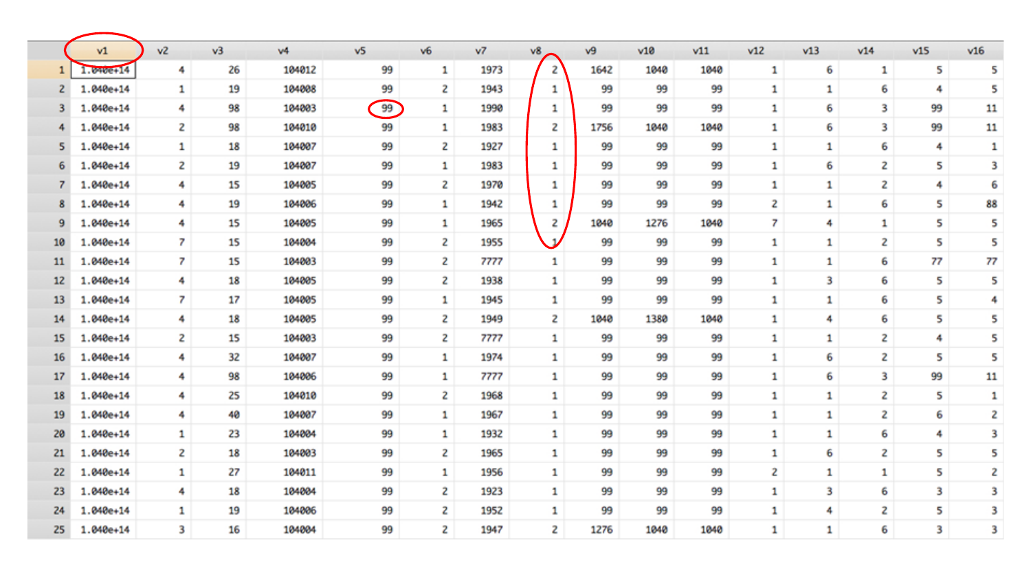| | v1 | v2 | v3 | v4 | v5 | v6 | v7 | v8 | v9 | v10 | v11 | v12 | v13 | v14 | v15 | v16 |
|---|---|---|---|---|---|---|---|---|---|---|---|---|---|---|---|---|
| 1 | 1.040e+14 | 4 | 26 | 104012 | 99 | 1 | 1973 | 2 | 1642 | 1040 | 1040 | 1 | 6 | 1 | 5 | 5 |
| 2 | 1.040e+14 | 1 | 19 | 104008 | 99 | 2 | 1943 | 1 | 99 | 99 | 99 | 1 | 1 | 6 | 4 | 5 |
| 3 | 1.040e+14 | 4 | 98 | 104003 | 99 | 1 | 1990 | 1 | 99 | 99 | 99 | 1 | 6 | 3 | 99 | 11 |
| 4 | 1.040e+14 | 2 | 98 | 104010 | 99 | 1 | 1983 | 2 | 1756 | 1040 | 1040 | 1 | 6 | 3 | 99 | 11 |
| 5 | 1.040e+14 | 1 | 18 | 104007 | 99 | 2 | 1927 | 1 | 99 | 99 | 99 | 1 | 1 | 6 | 4 | 1 |
| 6 | 1.040e+14 | 2 | 19 | 104007 | 99 | 1 | 1983 | 1 | 99 | 99 | 99 | 1 | 6 | 2 | 5 | 3 |
| 7 | 1.040e+14 | 4 | 15 | 104005 | 99 | 2 | 1970 | 1 | 99 | 99 | 99 | 1 | 1 | 2 | 4 | 6 |
| 8 | 1.040e+14 | 4 | 19 | 104006 | 99 | 1 | 1942 | 1 | 99 | 99 | 99 | 2 | 1 | 6 | 5 | 88 |
| 9 | 1.040e+14 | 4 | 15 | 104005 | 99 | 1 | 1965 | 2 | 1040 | 1276 | 1040 | 7 | 4 | 1 | 5 | 5 |
| 10 | 1.040e+14 | 7 | 15 | 104004 | 99 | 2 | 1955 | 1 | 99 | 99 | 99 | 1 | 1 | 2 | 5 | 5 |
| 11 | 1.040e+14 | 7 | 15 | 104003 | 99 | 2 | 7777 | 1 | 99 | 99 | 99 | 1 | 1 | 6 | 77 | 77 |
| 12 | 1.040e+14 | 4 | 18 | 104005 | 99 | 2 | 1938 | 1 | 99 | 99 | 99 | 1 | 3 | 6 | 5 | 5 |
| 13 | 1.040e+14 | 7 | 17 | 104005 | 99 | 1 | 1945 | 1 | 99 | 99 | 99 | 1 | 1 | 6 | 5 | 4 |
| 14 | 1.040e+14 | 4 | 18 | 104005 | 99 | 2 | 1949 | 2 | 1040 | 1380 | 1040 | 1 | 4 | 6 | 5 | 5 |
| 15 | 1.040e+14 | 2 | 15 | 104003 | 99 | 2 | 7777 | 1 | 99 | 99 | 99 | 1 | 1 | 2 | 4 | 5 |
| 16 | 1.040e+14 | 4 | 32 | 104007 | 99 | 1 | 1974 | 1 | 99 | 99 | 99 | 1 | 6 | 2 | 5 | 5 |
| 17 | 1.040e+14 | 4 | 98 | 104006 | 99 | 1 | 7777 | 1 | 99 | 99 | 99 | 1 | 6 | 3 | 99 | 11 |
| 18 | 1.040e+14 | 4 | 25 | 104010 | 99 | 2 | 1968 | 1 | 99 | 99 | 99 | 1 | 1 | 2 | 5 | 1 |
| 19 | 1.040e+14 | 4 | 40 | 104007 | 99 | 1 | 1967 | 1 | 99 | 99 | 99 | 1 | 1 | 2 | 6 | 2 |
| 20 | 1.040e+14 | 1 | 23 | 104004 | 99 | 1 | 1932 | 1 | 99 | 99 | 99 | 1 | 1 | 6 | 4 | 3 |
| 21 | 1.040e+14 | 2 | 18 | 104003 | 99 | 2 | 1965 | 1 | 99 | 99 | 99 | 1 | 6 | 2 | 5 | 5 |
| 22 | 1.040e+14 | 1 | 27 | 104011 | 99 | 1 | 1956 | 1 | 99 | 99 | 99 | 2 | 1 | 1 | 5 | 2 |
| 23 | 1.040e+14 | 4 | 18 | 104004 | 99 | 2 | 1923 | 1 | 99 | 99 | 99 | 1 | 3 | 6 | 3 | 3 |
| 24 | 1.040e+14 | 1 | 19 | 104006 | 99 | 2 | 1952 | 1 | 99 | 99 | 99 | 1 | 4 | 2 | 5 | 3 |
| 25 | 1.040e+14 | 3 | 16 | 104004 | 99 | 2 | 1947 | 2 | 1276 | 1040 | 1040 | 1 | 1 | 6 | 3 | 3 |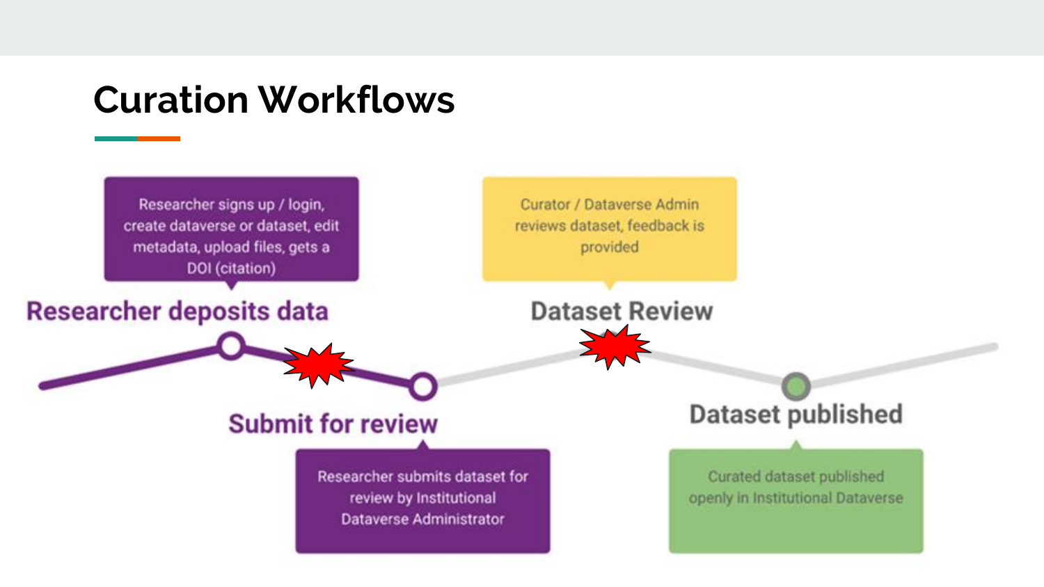# Curation Workflows

Researcher signs up / login, create dataverse or dataset, edit metadata, upload files, gets a DOI (citation)

**Researcher deposits data**

**Submit for review**

Researcher submits dataset for review by Institutional Dataverse Administrator

Curator / Dataverse Admin reviews dataset, feedback is provided

**Dataset Review**

**Dataset published**

Curated dataset published openly in Institutional Dataverse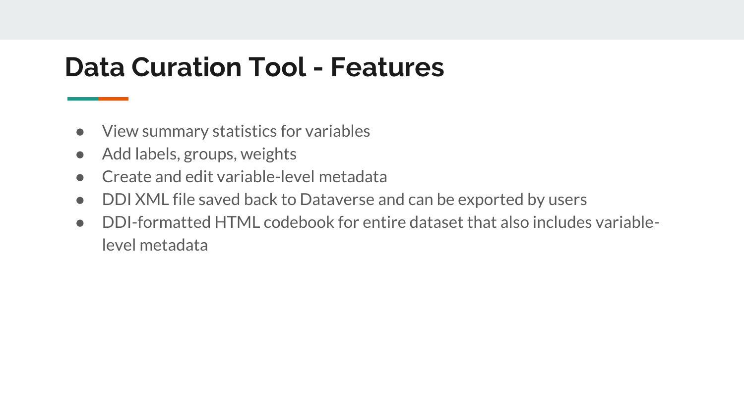# Data Curation Tool - Features

- View summary statistics for variables
- Add labels, groups, weights
- Create and edit variable-level metadata
- DDI XML file saved back to Dataverse and can be exported by users
- DDI-formatted HTML codebook for entire dataset that also includes variable-level metadata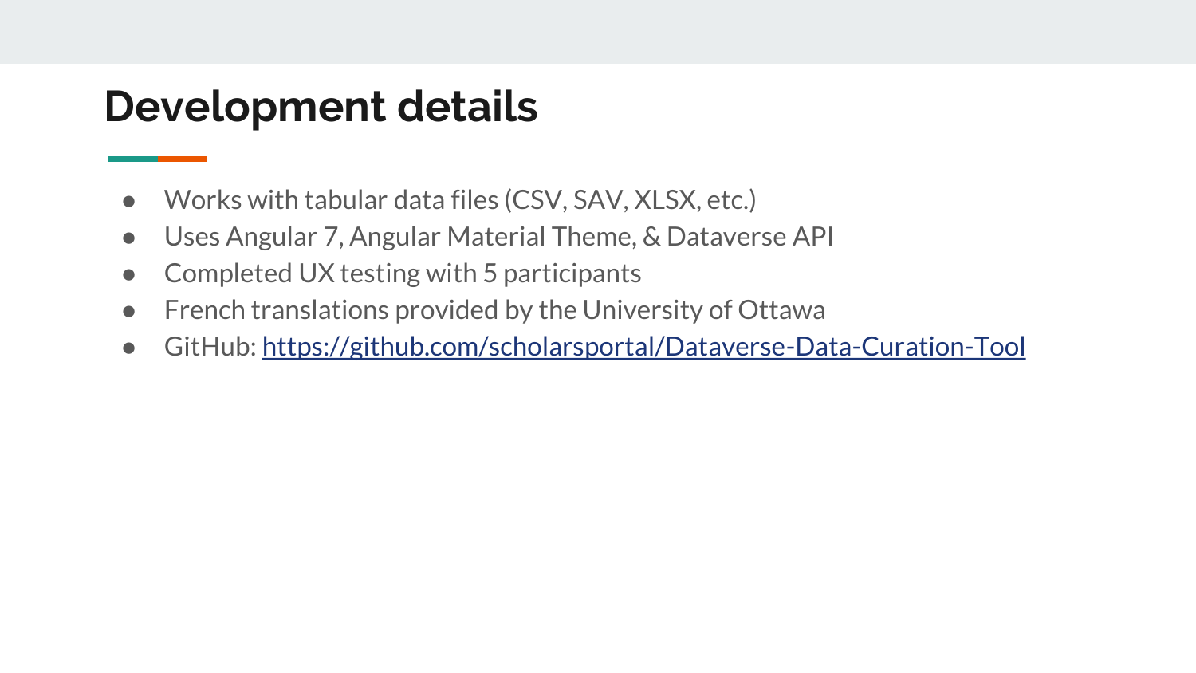# Development details

- Works with tabular data files (CSV, SAV, XLSX, etc.)
- Uses Angular 7, Angular Material Theme, & Dataverse API
- Completed UX testing with 5 participants
- French translations provided by the University of Ottawa
- GitHub: [https://github.com/scholarsportal/Dataverse-Data-Curation-Tool](https://github.com/scholarsportal/Dataverse-Data-Curation-Tool)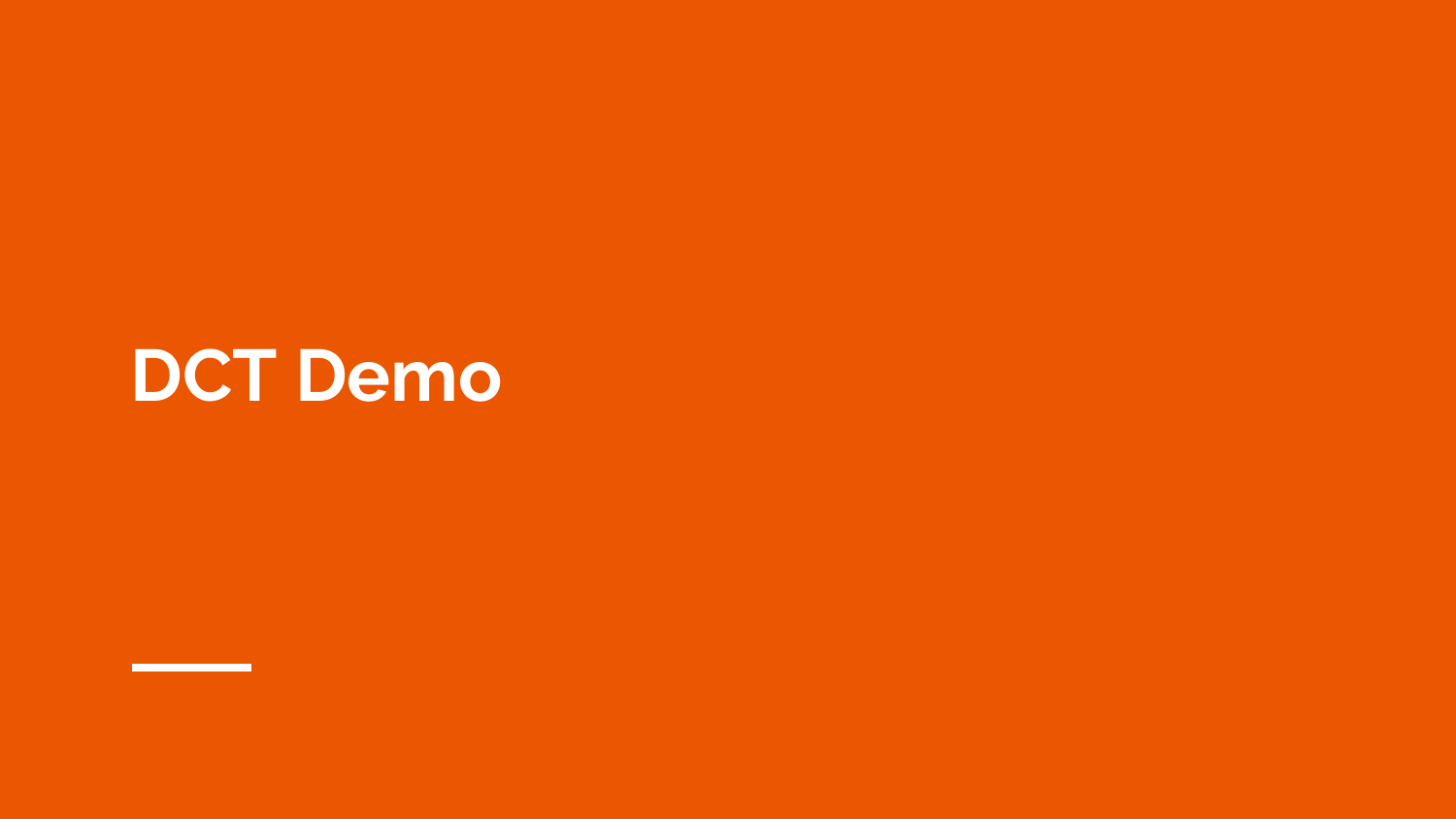# DCT Demo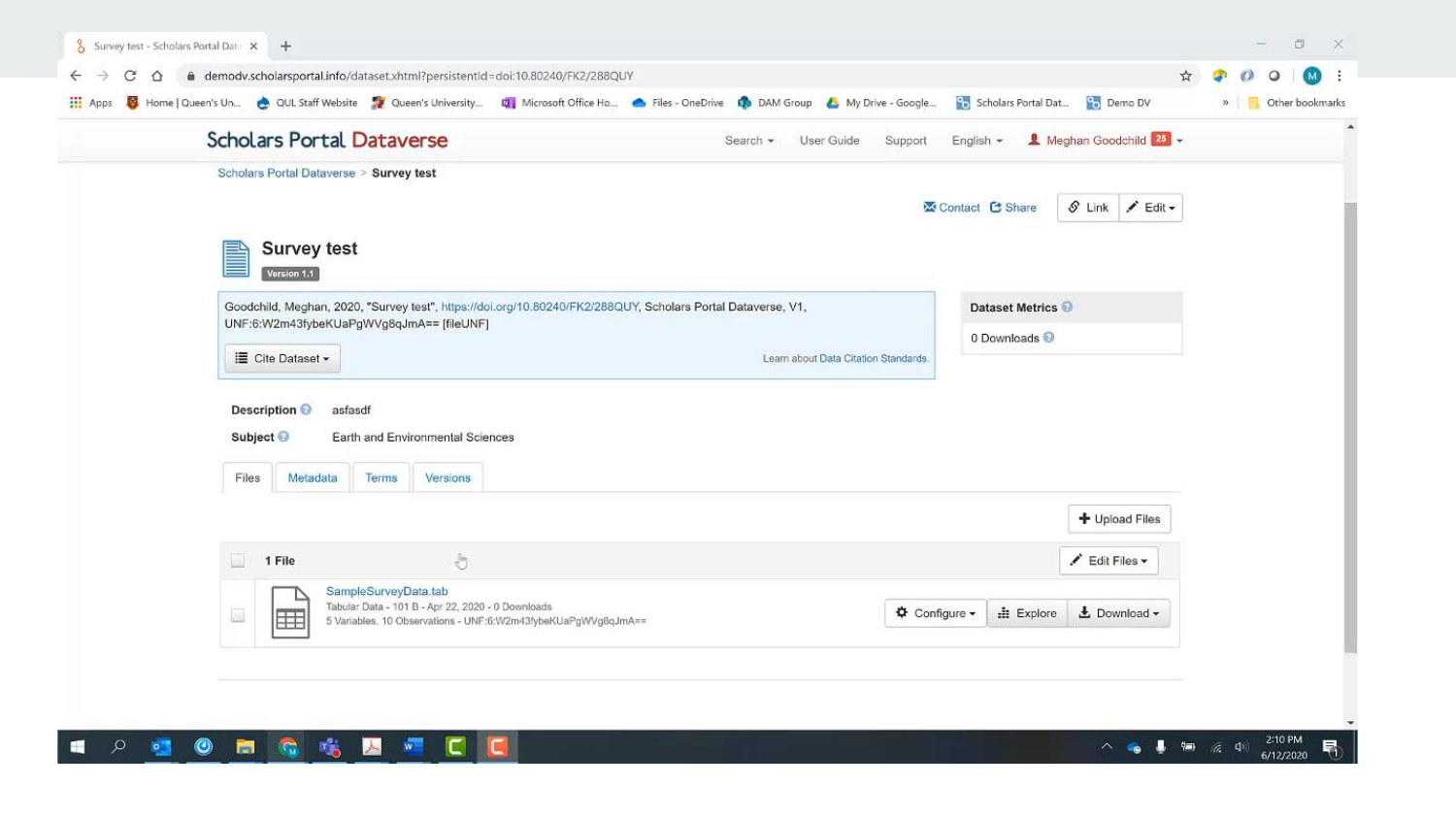Scholars Portal Dataverse

Search | User Guide | Support | English | Meghan Goodchild 25

Scholars Portal Dataverse > Survey test

Contact | Share | Link | Edit

# Survey test

Version 1.1

Goodchild, Meghan, 2020, "Survey test", https://doi.org/10.80240/FK2/288QUY, Scholars Portal Dataverse, V1, UNF:6:W2m43fybeKUaPgWVg8qJmA== [fileUNF]

Cite Dataset

Learn about Data Citation Standards.

**Dataset Metrics**

0 Downloads

**Description** asfasdf

**Subject** Earth and Environmental Sciences

Files | Metadata | Terms | Versions

Upload Files

**1 File** | Edit Files

SampleSurveyData.tab
Tabular Data - 101 B - Apr 22, 2020 - 0 Downloads
5 Variables, 10 Observations - UNF:6:W2m43fybeKUaPgWVg8qJmA==

Configure | Explore | Download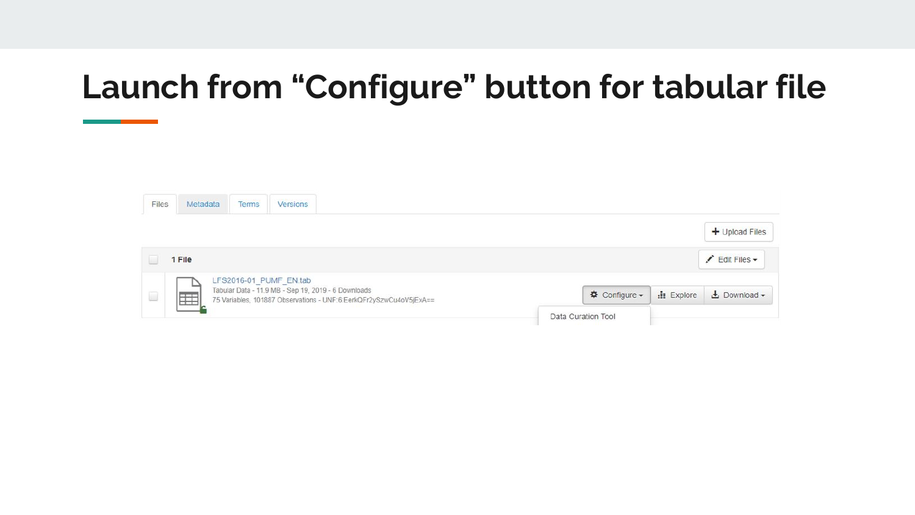# Launch from “Configure” button for tabular file

Files | Metadata | Terms | Versions

+ Upload Files

1 File

Edit Files

LFS2016-01_PUMF_EN.tab
Tabular Data - 11.9 MB - Sep 19, 2019 - 6 Downloads
75 Variables, 101887 Observations - UNF:6:EerkQFr2ySzwCu4oV5jExA==

Configure | Explore | Download

Data Curation Tool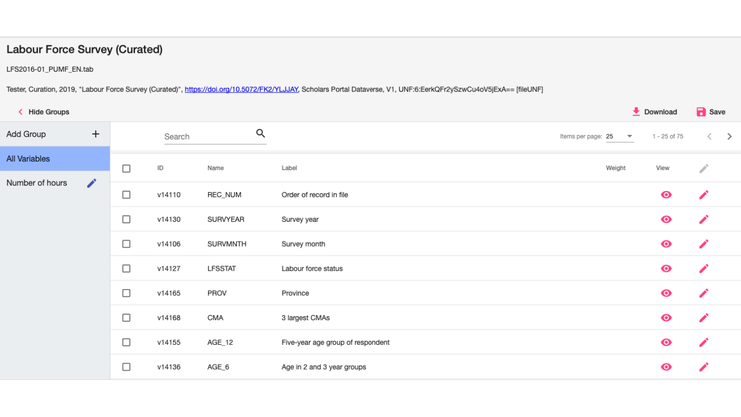# Labour Force Survey (Curated)

LFS2016-01_PUMF_EN.tab

Tester, Curation, 2019, "Labour Force Survey (Curated)", https://doi.org/10.5072/FK2/YLJJAY, Scholars Portal Dataverse, V1, UNF:6:EerkQFr2ySzwCu4oV5jExA== [fileUNF]

Hide Groups

Download

Save

- Add Group
- All Variables
- Number of hours

Search

Items per page: 25

1 - 25 of 75

| | ID | Name | Label | Weight | View | |
|---|---|---|---|---|---|---|
| | v14110 | REC_NUM | Order of record in file | | | |
| | v14130 | SURVYEAR | Survey year | | | |
| | v14106 | SURVMNTH | Survey month | | | |
| | v14127 | LFSSTAT | Labour force status | | | |
| | v14165 | PROV | Province | | | |
| | v14168 | CMA | 3 largest CMAs | | | |
| | v14155 | AGE_12 | Five-year age group of respondent | | | |
| | v14136 | AGE_6 | Age in 2 and 3 year groups | | | |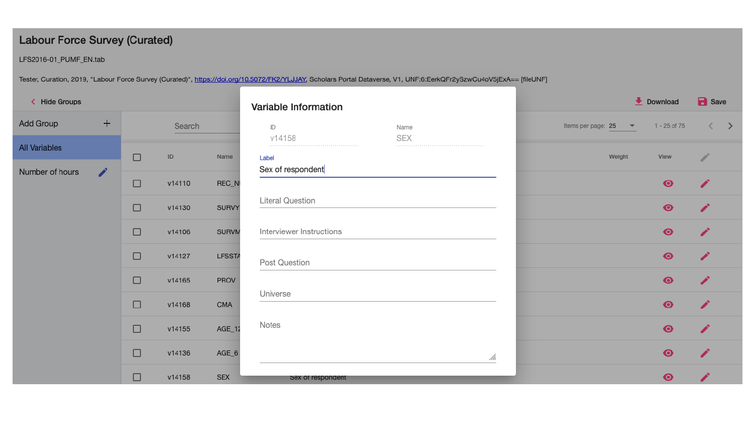# Labour Force Survey (Curated)

LFS2016-01_PUMF_EN.tab

Tester, Curation, 2019, "Labour Force Survey (Curated)", https://doi.org/10.5072/FK2/YLJJAY, Scholars Portal Dataverse, V1, UNF:6:EerkQFr2ySzwCu4oV5jExA== [fileUNF]

< Hide Groups

Download    Save

Add Group +

All Variables

Number of hours

Search

Items per page: 25    1 - 25 of 75

| | ID | Name | | Weight | View | |
|---|---|---|---|---|---|---|
| | v14110 | REC_N | | | | |
| | v14130 | SURVY | | | | |
| | v14106 | SURVM | | | | |
| | v14127 | LFSSTA | | | | |
| | v14165 | PROV | | | | |
| | v14168 | CMA | | | | |
| | v14155 | AGE_12 | | | | |
| | v14136 | AGE_6 | | | | |
| | v14158 | SEX | Sex of respondent | | | |

## Variable Information

ID: v14158

Name: SEX

Label: Sex of respondent

Literal Question

Interviewer Instructions

Post Question

Universe

Notes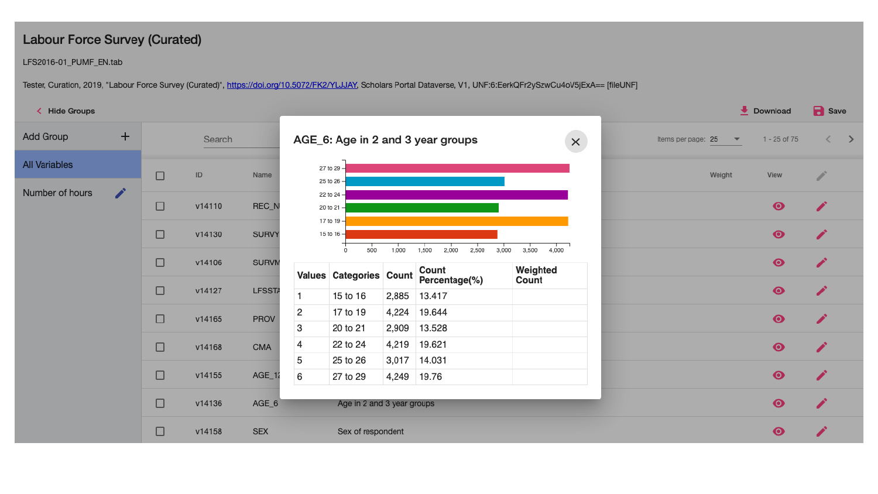# Labour Force Survey (Curated)

LFS2016-01_PUMF_EN.tab

Tester, Curation, 2019, "Labour Force Survey (Curated)", https://doi.org/10.5072/FK2/YLJJAY, Scholars Portal Dataverse, V1, UNF:6:EerkQFr2ySzwCu4oV5jExA== [fileUNF]

< Hide Groups | Download | Save

Add Group +

All Variables

Number of hours

Search

Items per page: 25 | 1 - 25 of 75

| | ID | Name | | Weight | View |
|---|---|---|---|---|---|
| | v14110 | REC_N | | | |
| | v14130 | SURVY | | | |
| | v14106 | SURVM | | | |
| | v14127 | LFSSTA | | | |
| | v14165 | PROV | | | |
| | v14168 | CMA | | | |
| | v14155 | AGE_12 | | | |
| | v14136 | AGE_6 | Age in 2 and 3 year groups | | |
| | v14158 | SEX | Sex of respondent | | |

## AGE_6: Age in 2 and 3 year groups

| Values | Categories | Count | Count Percentage(%) | Weighted Count |
|---|---|---|---|---|
| 1 | 15 to 16 | 2,885 | 13.417 | |
| 2 | 17 to 19 | 4,224 | 19.644 | |
| 3 | 20 to 21 | 2,909 | 13.528 | |
| 4 | 22 to 24 | 4,219 | 19.621 | |
| 5 | 25 to 26 | 3,017 | 14.031 | |
| 6 | 27 to 29 | 4,249 | 19.76 | |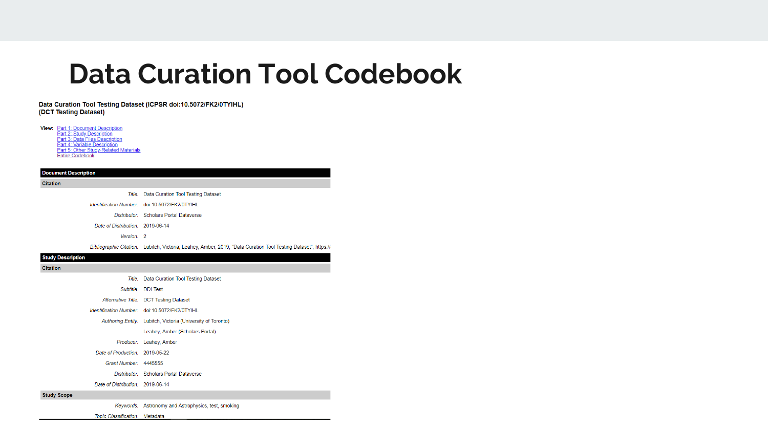# Data Curation Tool Codebook

**Data Curation Tool Testing Dataset (ICPSR doi:10.5072/FK2/0TYIHL) (DCT Testing Dataset)**

**View:** Part 1: Document Description
Part 2: Study Description
Part 3: Data Files Description
Part 4: Variable Description
Part 5: Other Study-Related Materials
Entire Codebook

| **Document Description** | |
|---|---|
| **Citation** | |
| *Title:* | Data Curation Tool Testing Dataset |
| *Identification Number:* | doi:10.5072/FK2/0TYIHL |
| *Distributor:* | Scholars Portal Dataverse |
| *Date of Distribution:* | 2019-06-14 |
| *Version:* | 2 |
| *Bibliographic Citation:* | Lubitch, Victoria; Leahey, Amber, 2019, "Data Curation Tool Testing Dataset", https:// |
| **Study Description** | |
| **Citation** | |
| *Title:* | Data Curation Tool Testing Dataset |
| *Subtitle:* | DDI Test |
| *Alternative Title:* | DCT Testing Dataset |
| *Identification Number:* | doi:10.5072/FK2/0TYIHL |
| *Authoring Entity:* | Lubitch, Victoria (University of Toronto) |
| | Leahey, Amber (Scholars Portal) |
| *Producer:* | Leahey, Amber |
| *Date of Production:* | 2019-05-22 |
| *Grant Number:* | 4445555 |
| *Distributor:* | Scholars Portal Dataverse |
| *Date of Distribution:* | 2019-06-14 |
| **Study Scope** | |
| *Keywords:* | Astronomy and Astrophysics, test, smoking |
| *Topic Classification:* | Metadata |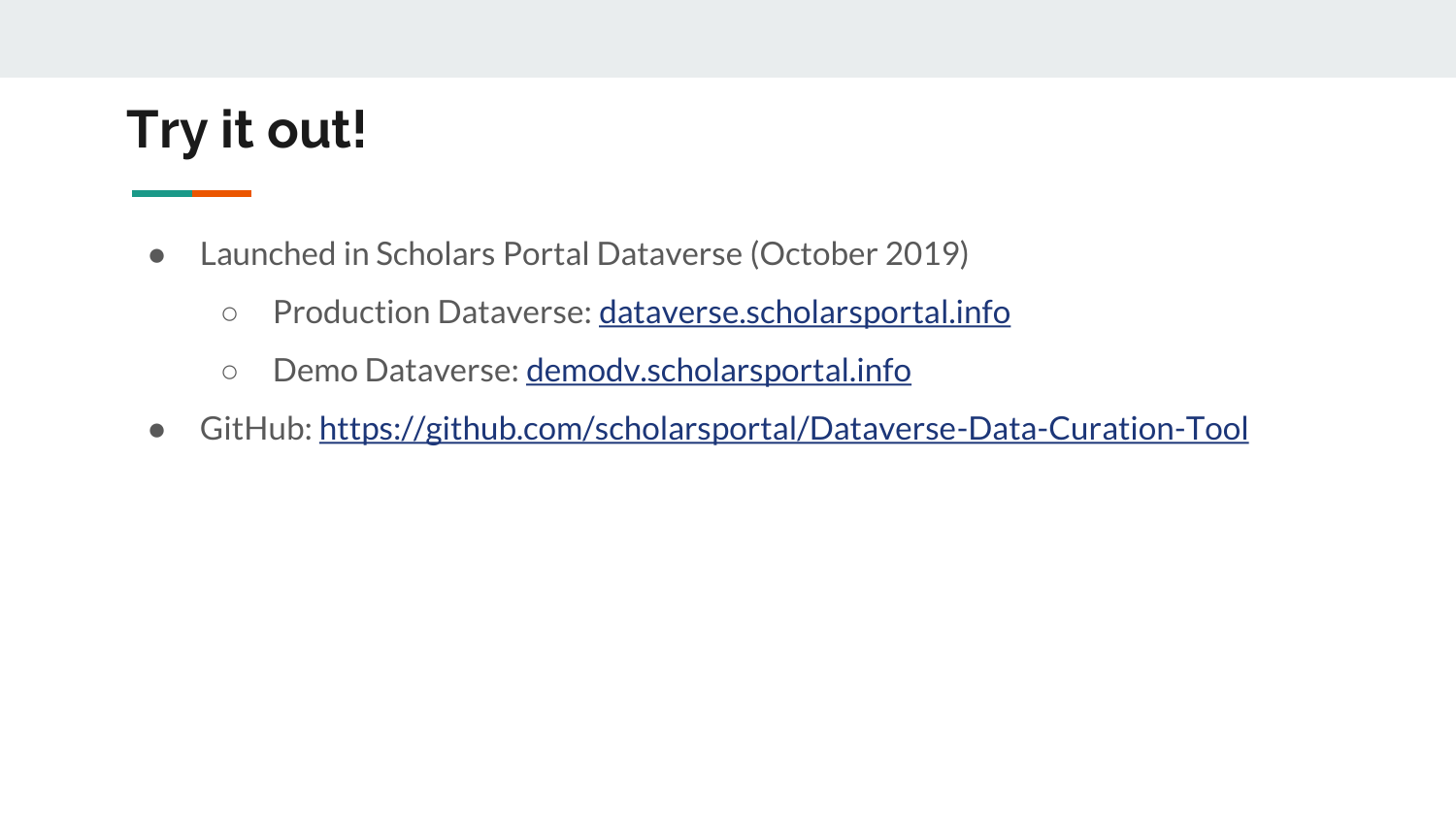# Try it out!

- Launched in Scholars Portal Dataverse (October 2019)
  - Production Dataverse: [dataverse.scholarsportal.info](dataverse.scholarsportal.info)
  - Demo Dataverse: [demodv.scholarsportal.info](demodv.scholarsportal.info)
- GitHub: [https://github.com/scholarsportal/Dataverse-Data-Curation-Tool](https://github.com/scholarsportal/Dataverse-Data-Curation-Tool)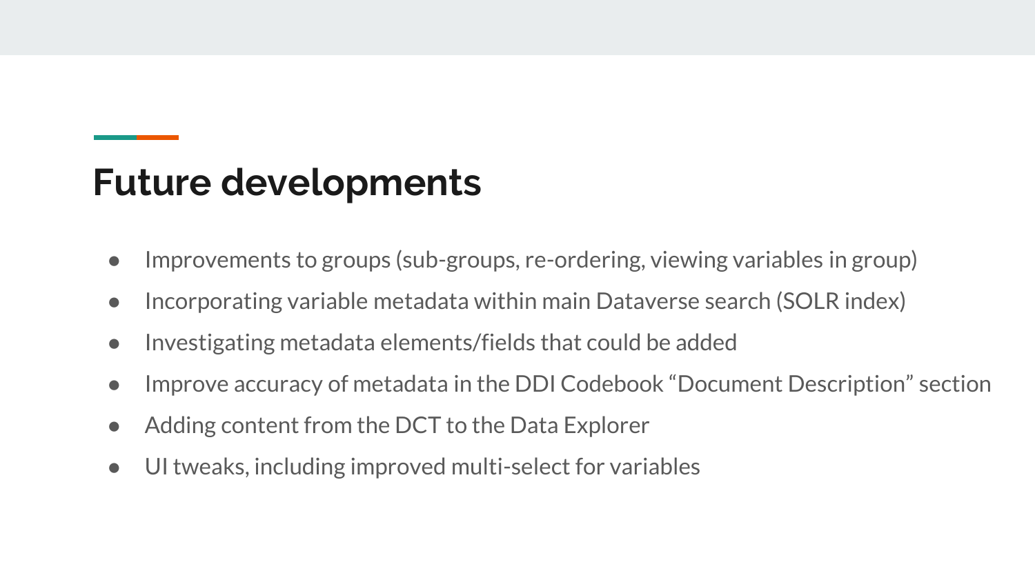## Future developments

- Improvements to groups (sub-groups, re-ordering, viewing variables in group)
- Incorporating variable metadata within main Dataverse search (SOLR index)
- Investigating metadata elements/fields that could be added
- Improve accuracy of metadata in the DDI Codebook “Document Description” section
- Adding content from the DCT to the Data Explorer
- UI tweaks, including improved multi-select for variables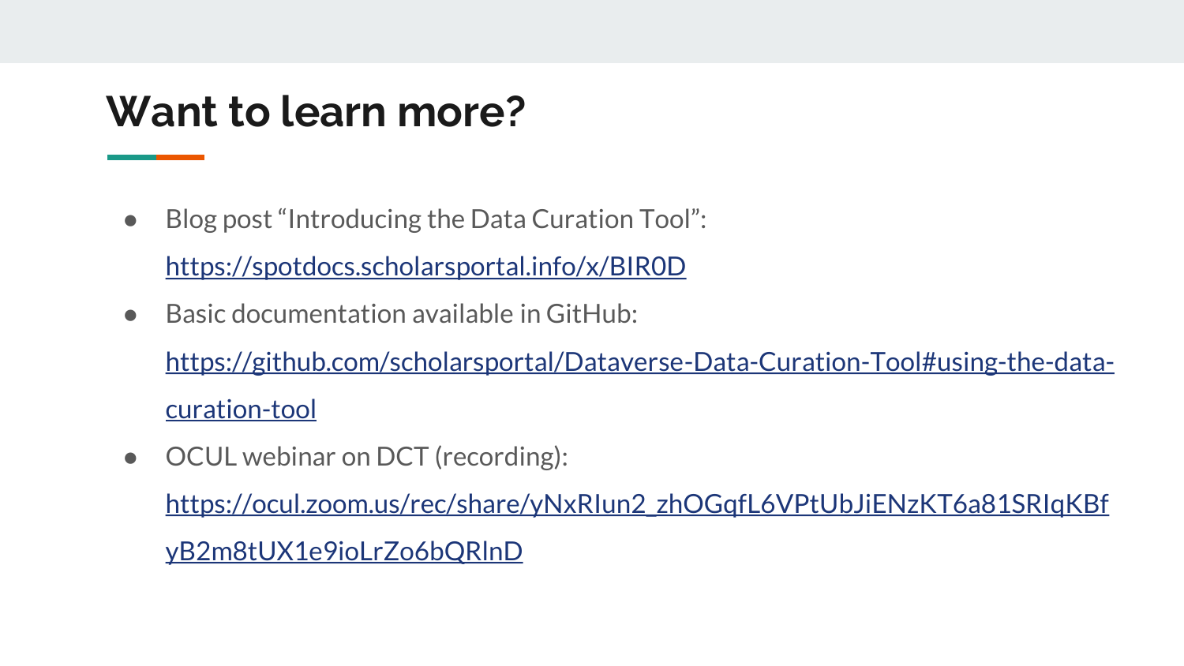# Want to learn more?

- Blog post "Introducing the Data Curation Tool": https://spotdocs.scholarsportal.info/x/BIR0D
- Basic documentation available in GitHub: https://github.com/scholarsportal/Dataverse-Data-Curation-Tool#using-the-data-curation-tool
- OCUL webinar on DCT (recording): https://ocul.zoom.us/rec/share/yNxRIun2_zhOGqfL6VPtUbJiENzKT6a81SRIqKBfyB2m8tUX1e9ioLrZo6bQRlnD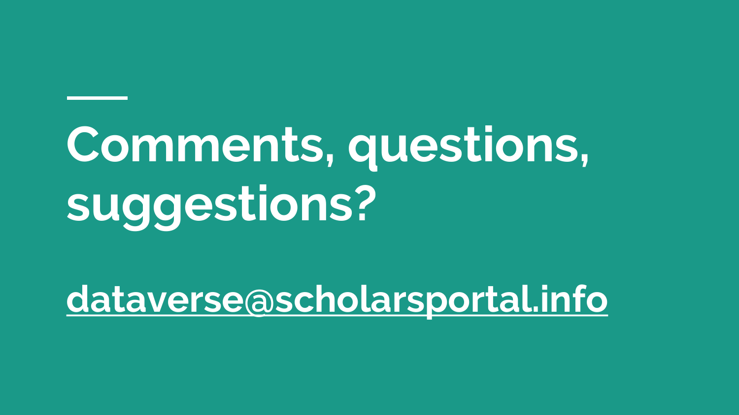# Comments, questions, suggestions?

[dataverse@scholarsportal.info](mailto:dataverse@scholarsportal.info)